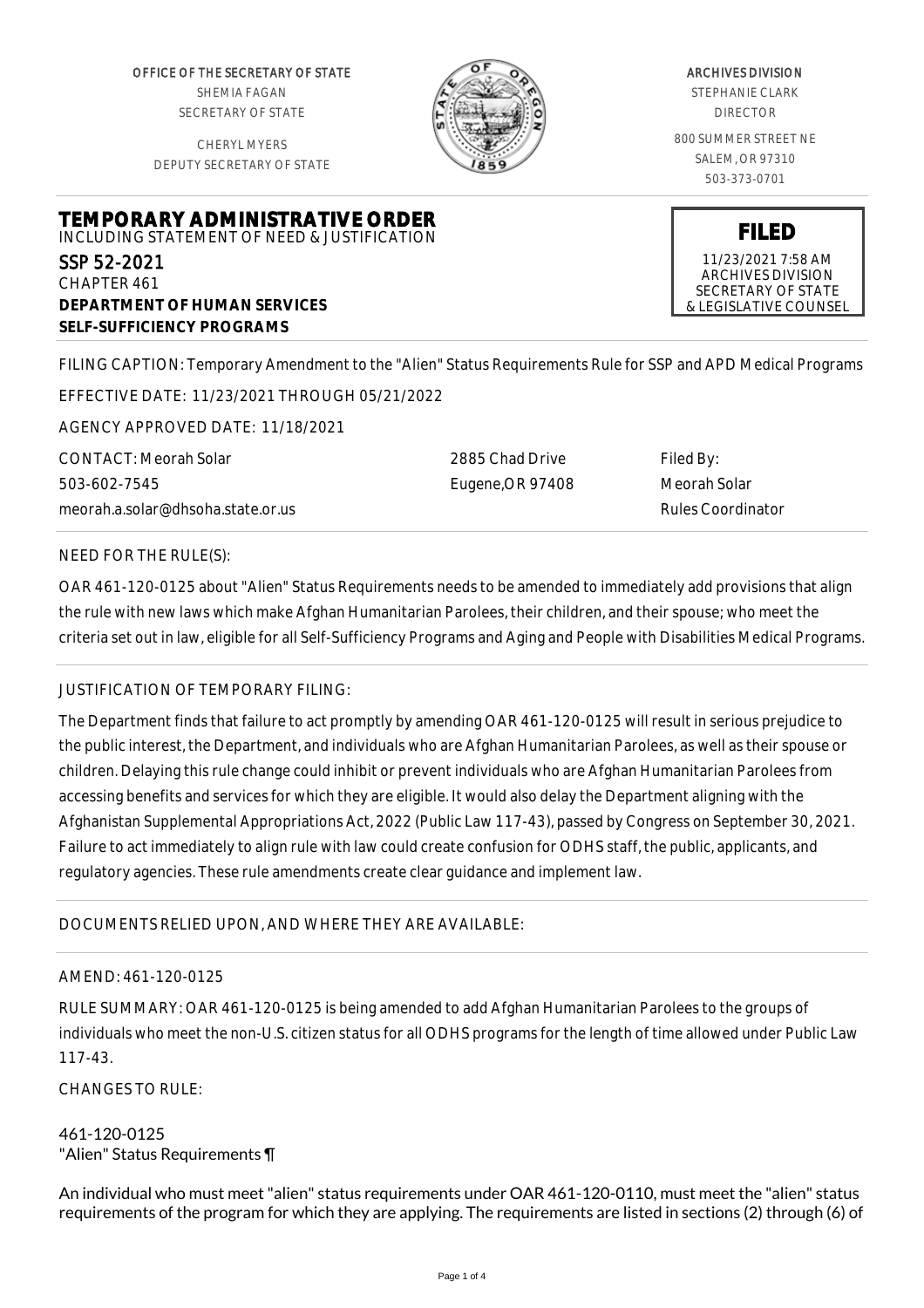OFFICE OF THE SECRETARY OF STATE
SHEMIA FAGAN
SECRETARY OF STATE

CHERYL MYERS
DEPUTY SECRETARY OF STATE

ARCHIVES DIVISION
STEPHANIE CLARK
DIRECTOR

800 SUMMER STREET NE
SALEM, OR 97310
503-373-0701

# TEMPORARY ADMINISTRATIVE ORDER

INCLUDING STATEMENT OF NEED & JUSTIFICATION

**FILED**
11/23/2021 7:58 AM
ARCHIVES DIVISION
SECRETARY OF STATE
& LEGISLATIVE COUNSEL

SSP 52-2021
CHAPTER 461
**DEPARTMENT OF HUMAN SERVICES**
**SELF-SUFFICIENCY PROGRAMS**

FILING CAPTION: Temporary Amendment to the "Alien" Status Requirements Rule for SSP and APD Medical Programs

EFFECTIVE DATE: 11/23/2021 THROUGH 05/21/2022

AGENCY APPROVED DATE: 11/18/2021

CONTACT: Meorah Solar
503-602-7545
meorah.a.solar@dhsoha.state.or.us

2885 Chad Drive
Eugene,OR 97408

Filed By:
Meorah Solar
Rules Coordinator

NEED FOR THE RULE(S):

OAR 461-120-0125 about "Alien" Status Requirements needs to be amended to immediately add provisions that align the rule with new laws which make Afghan Humanitarian Parolees, their children, and their spouse; who meet the criteria set out in law, eligible for all Self-Sufficiency Programs and Aging and People with Disabilities Medical Programs.

JUSTIFICATION OF TEMPORARY FILING:

The Department finds that failure to act promptly by amending OAR 461-120-0125 will result in serious prejudice to the public interest, the Department, and individuals who are Afghan Humanitarian Parolees, as well as their spouse or children. Delaying this rule change could inhibit or prevent individuals who are Afghan Humanitarian Parolees from accessing benefits and services for which they are eligible. It would also delay the Department aligning with the Afghanistan Supplemental Appropriations Act, 2022 (Public Law 117-43), passed by Congress on September 30, 2021. Failure to act immediately to align rule with law could create confusion for ODHS staff, the public, applicants, and regulatory agencies. These rule amendments create clear guidance and implement law.

DOCUMENTS RELIED UPON, AND WHERE THEY ARE AVAILABLE:

AMEND: 461-120-0125

RULE SUMMARY: OAR 461-120-0125 is being amended to add Afghan Humanitarian Parolees to the groups of individuals who meet the non-U.S. citizen status for all ODHS programs for the length of time allowed under Public Law 117-43.

CHANGES TO RULE:

461-120-0125
"Alien" Status Requirements ¶

An individual who must meet "alien" status requirements under OAR 461-120-0110, must meet the "alien" status requirements of the program for which they are applying. The requirements are listed in sections (2) through (6) of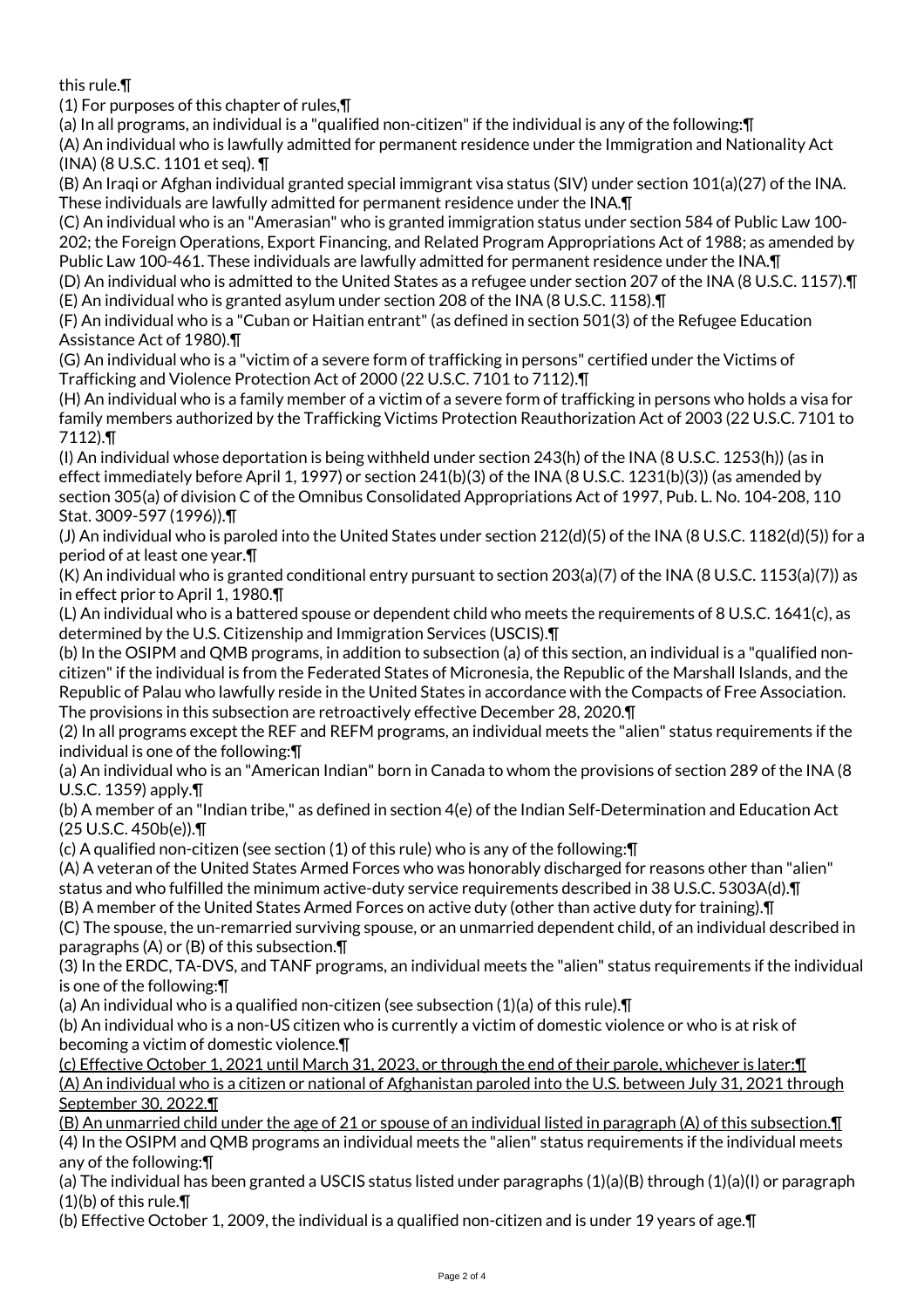this rule.¶

(1) For purposes of this chapter of rules,¶

(a) In all programs, an individual is a "qualified non-citizen" if the individual is any of the following:¶

(A) An individual who is lawfully admitted for permanent residence under the Immigration and Nationality Act (INA) (8 U.S.C. 1101 et seq). ¶

(B) An Iraqi or Afghan individual granted special immigrant visa status (SIV) under section 101(a)(27) of the INA. These individuals are lawfully admitted for permanent residence under the INA.¶

(C) An individual who is an "Amerasian" who is granted immigration status under section 584 of Public Law 100-202; the Foreign Operations, Export Financing, and Related Program Appropriations Act of 1988; as amended by Public Law 100-461. These individuals are lawfully admitted for permanent residence under the INA.¶

(D) An individual who is admitted to the United States as a refugee under section 207 of the INA (8 U.S.C. 1157).¶

(E) An individual who is granted asylum under section 208 of the INA (8 U.S.C. 1158).¶

(F) An individual who is a "Cuban or Haitian entrant" (as defined in section 501(3) of the Refugee Education Assistance Act of 1980).¶

(G) An individual who is a "victim of a severe form of trafficking in persons" certified under the Victims of Trafficking and Violence Protection Act of 2000 (22 U.S.C. 7101 to 7112).¶

(H) An individual who is a family member of a victim of a severe form of trafficking in persons who holds a visa for family members authorized by the Trafficking Victims Protection Reauthorization Act of 2003 (22 U.S.C. 7101 to 7112).¶

(I) An individual whose deportation is being withheld under section 243(h) of the INA (8 U.S.C. 1253(h)) (as in effect immediately before April 1, 1997) or section 241(b)(3) of the INA (8 U.S.C. 1231(b)(3)) (as amended by section 305(a) of division C of the Omnibus Consolidated Appropriations Act of 1997, Pub. L. No. 104-208, 110 Stat. 3009-597 (1996)).¶

(J) An individual who is paroled into the United States under section 212(d)(5) of the INA (8 U.S.C. 1182(d)(5)) for a period of at least one year.¶

(K) An individual who is granted conditional entry pursuant to section 203(a)(7) of the INA (8 U.S.C. 1153(a)(7)) as in effect prior to April 1, 1980.¶

(L) An individual who is a battered spouse or dependent child who meets the requirements of 8 U.S.C. 1641(c), as determined by the U.S. Citizenship and Immigration Services (USCIS).¶

(b) In the OSIPM and QMB programs, in addition to subsection (a) of this section, an individual is a "qualified non-citizen" if the individual is from the Federated States of Micronesia, the Republic of the Marshall Islands, and the Republic of Palau who lawfully reside in the United States in accordance with the Compacts of Free Association. The provisions in this subsection are retroactively effective December 28, 2020.¶

(2) In all programs except the REF and REFM programs, an individual meets the "alien" status requirements if the individual is one of the following:¶

(a) An individual who is an "American Indian" born in Canada to whom the provisions of section 289 of the INA (8 U.S.C. 1359) apply.¶

(b) A member of an "Indian tribe," as defined in section 4(e) of the Indian Self-Determination and Education Act (25 U.S.C. 450b(e)).¶

(c) A qualified non-citizen (see section (1) of this rule) who is any of the following:¶

(A) A veteran of the United States Armed Forces who was honorably discharged for reasons other than "alien" status and who fulfilled the minimum active-duty service requirements described in 38 U.S.C. 5303A(d).¶

(B) A member of the United States Armed Forces on active duty (other than active duty for training).¶

(C) The spouse, the un-remarried surviving spouse, or an unmarried dependent child, of an individual described in paragraphs (A) or (B) of this subsection.¶

(3) In the ERDC, TA-DVS, and TANF programs, an individual meets the "alien" status requirements if the individual is one of the following:¶

(a) An individual who is a qualified non-citizen (see subsection (1)(a) of this rule).¶

(b) An individual who is a non-US citizen who is currently a victim of domestic violence or who is at risk of becoming a victim of domestic violence.¶

<u>(c) Effective October 1, 2021 until March 31, 2023, or through the end of their parole, whichever is later:¶</u>

<u>(A) An individual who is a citizen or national of Afghanistan paroled into the U.S. between July 31, 2021 through September 30, 2022.¶</u>

<u>(B) An unmarried child under the age of 21 or spouse of an individual listed in paragraph (A) of this subsection.¶</u>

(4) In the OSIPM and QMB programs an individual meets the "alien" status requirements if the individual meets any of the following:¶

(a) The individual has been granted a USCIS status listed under paragraphs (1)(a)(B) through (1)(a)(I) or paragraph (1)(b) of this rule.¶

(b) Effective October 1, 2009, the individual is a qualified non-citizen and is under 19 years of age.¶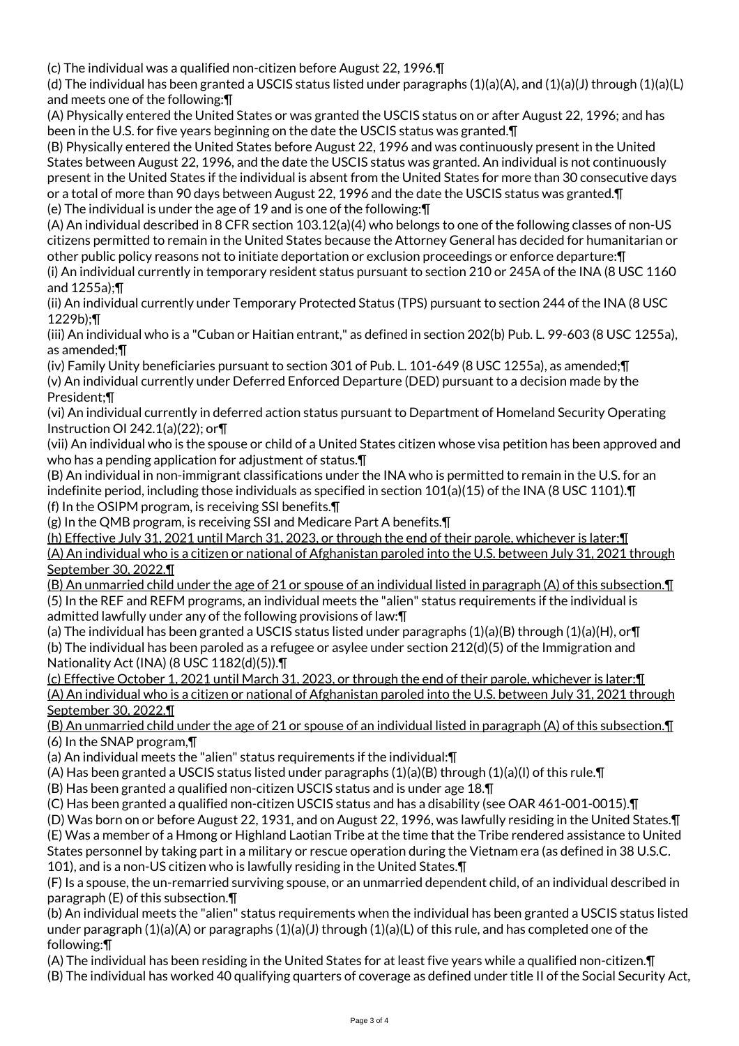(c) The individual was a qualified non-citizen before August 22, 1996.¶

(d) The individual has been granted a USCIS status listed under paragraphs (1)(a)(A), and (1)(a)(J) through (1)(a)(L) and meets one of the following:¶

(A) Physically entered the United States or was granted the USCIS status on or after August 22, 1996; and has been in the U.S. for five years beginning on the date the USCIS status was granted.¶

(B) Physically entered the United States before August 22, 1996 and was continuously present in the United States between August 22, 1996, and the date the USCIS status was granted. An individual is not continuously present in the United States if the individual is absent from the United States for more than 30 consecutive days or a total of more than 90 days between August 22, 1996 and the date the USCIS status was granted.¶

(e) The individual is under the age of 19 and is one of the following:¶

(A) An individual described in 8 CFR section 103.12(a)(4) who belongs to one of the following classes of non-US citizens permitted to remain in the United States because the Attorney General has decided for humanitarian or other public policy reasons not to initiate deportation or exclusion proceedings or enforce departure:¶

(i) An individual currently in temporary resident status pursuant to section 210 or 245A of the INA (8 USC 1160 and 1255a);¶

(ii) An individual currently under Temporary Protected Status (TPS) pursuant to section 244 of the INA (8 USC 1229b);¶

(iii) An individual who is a "Cuban or Haitian entrant," as defined in section 202(b) Pub. L. 99-603 (8 USC 1255a), as amended;¶

(iv) Family Unity beneficiaries pursuant to section 301 of Pub. L. 101-649 (8 USC 1255a), as amended;¶

(v) An individual currently under Deferred Enforced Departure (DED) pursuant to a decision made by the President;¶

(vi) An individual currently in deferred action status pursuant to Department of Homeland Security Operating Instruction OI 242.1(a)(22); or¶

(vii) An individual who is the spouse or child of a United States citizen whose visa petition has been approved and who has a pending application for adjustment of status.¶

(B) An individual in non-immigrant classifications under the INA who is permitted to remain in the U.S. for an indefinite period, including those individuals as specified in section 101(a)(15) of the INA (8 USC 1101).¶

(f) In the OSIPM program, is receiving SSI benefits.¶

(g) In the QMB program, is receiving SSI and Medicare Part A benefits.¶

<u>(h) Effective July 31, 2021 until March 31, 2023, or through the end of their parole, whichever is later:¶</u>

<u>(A) An individual who is a citizen or national of Afghanistan paroled into the U.S. between July 31, 2021 through September 30, 2022.¶</u>

<u>(B) An unmarried child under the age of 21 or spouse of an individual listed in paragraph (A) of this subsection.¶</u>

(5) In the REF and REFM programs, an individual meets the "alien" status requirements if the individual is admitted lawfully under any of the following provisions of law:¶

(a) The individual has been granted a USCIS status listed under paragraphs (1)(a)(B) through (1)(a)(H), or¶

(b) The individual has been paroled as a refugee or asylee under section 212(d)(5) of the Immigration and Nationality Act (INA) (8 USC 1182(d)(5)).¶

<u>(c) Effective October 1, 2021 until March 31, 2023, or through the end of their parole, whichever is later:¶</u>

<u>(A) An individual who is a citizen or national of Afghanistan paroled into the U.S. between July 31, 2021 through September 30, 2022.¶</u>

<u>(B) An unmarried child under the age of 21 or spouse of an individual listed in paragraph (A) of this subsection.¶</u>

(6) In the SNAP program,¶

(a) An individual meets the "alien" status requirements if the individual:¶

(A) Has been granted a USCIS status listed under paragraphs (1)(a)(B) through (1)(a)(I) of this rule.¶

(B) Has been granted a qualified non-citizen USCIS status and is under age 18.¶

(C) Has been granted a qualified non-citizen USCIS status and has a disability (see OAR 461-001-0015).¶

(D) Was born on or before August 22, 1931, and on August 22, 1996, was lawfully residing in the United States.¶

(E) Was a member of a Hmong or Highland Laotian Tribe at the time that the Tribe rendered assistance to United States personnel by taking part in a military or rescue operation during the Vietnam era (as defined in 38 U.S.C. 101), and is a non-US citizen who is lawfully residing in the United States.¶

(F) Is a spouse, the un-remarried surviving spouse, or an unmarried dependent child, of an individual described in paragraph (E) of this subsection.¶

(b) An individual meets the "alien" status requirements when the individual has been granted a USCIS status listed under paragraph (1)(a)(A) or paragraphs (1)(a)(J) through (1)(a)(L) of this rule, and has completed one of the following:¶

(A) The individual has been residing in the United States for at least five years while a qualified non-citizen.¶

(B) The individual has worked 40 qualifying quarters of coverage as defined under title II of the Social Security Act,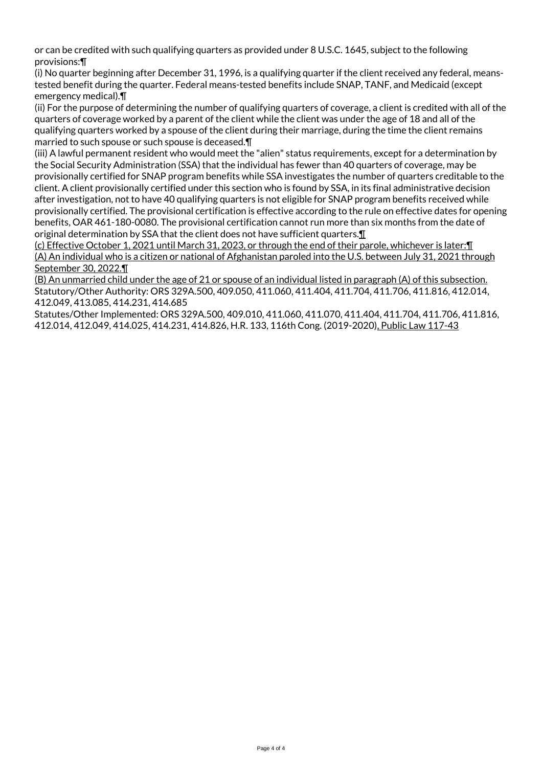or can be credited with such qualifying quarters as provided under 8 U.S.C. 1645, subject to the following provisions:¶

(i) No quarter beginning after December 31, 1996, is a qualifying quarter if the client received any federal, means-tested benefit during the quarter. Federal means-tested benefits include SNAP, TANF, and Medicaid (except emergency medical).¶

(ii) For the purpose of determining the number of qualifying quarters of coverage, a client is credited with all of the quarters of coverage worked by a parent of the client while the client was under the age of 18 and all of the qualifying quarters worked by a spouse of the client during their marriage, during the time the client remains married to such spouse or such spouse is deceased.¶

(iii) A lawful permanent resident who would meet the "alien" status requirements, except for a determination by the Social Security Administration (SSA) that the individual has fewer than 40 quarters of coverage, may be provisionally certified for SNAP program benefits while SSA investigates the number of quarters creditable to the client. A client provisionally certified under this section who is found by SSA, in its final administrative decision after investigation, not to have 40 qualifying quarters is not eligible for SNAP program benefits received while provisionally certified. The provisional certification is effective according to the rule on effective dates for opening benefits, OAR 461-180-0080. The provisional certification cannot run more than six months from the date of original determination by SSA that the client does not have sufficient quarters.¶

(c) Effective October 1, 2021 until March 31, 2023, or through the end of their parole, whichever is later:¶

(A) An individual who is a citizen or national of Afghanistan paroled into the U.S. between July 31, 2021 through September 30, 2022.¶

(B) An unmarried child under the age of 21 or spouse of an individual listed in paragraph (A) of this subsection.

Statutory/Other Authority: ORS 329A.500, 409.050, 411.060, 411.404, 411.704, 411.706, 411.816, 412.014, 412.049, 413.085, 414.231, 414.685

Statutes/Other Implemented: ORS 329A.500, 409.010, 411.060, 411.070, 411.404, 411.704, 411.706, 411.816, 412.014, 412.049, 414.025, 414.231, 414.826, H.R. 133, 116th Cong. (2019-2020), Public Law 117-43